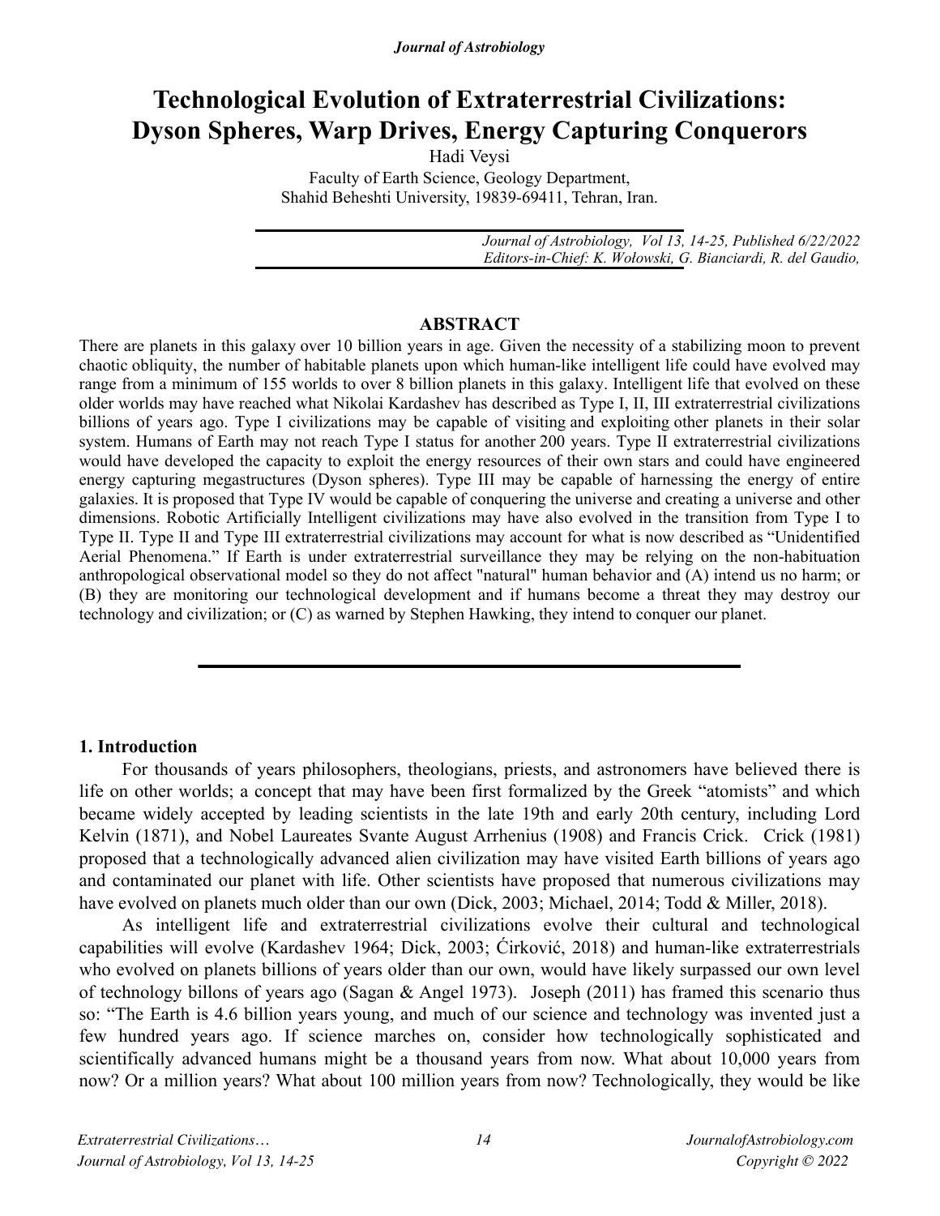# Technological Evolution of Extraterrestrial Civilizations: Dyson Spheres, Warp Drives, Energy Capturing Conquerors

Hadi Veysi

Faculty of Earth Science, Geology Department,
Shahid Beheshti University, 19839-69411, Tehran, Iran.

*Journal of Astrobiology, Vol 13, 14-25, Published 6/22/2022*
*Editors-in-Chief: K. Wołowski, G. Bianciardi, R. del Gaudio,*

## ABSTRACT

There are planets in this galaxy over 10 billion years in age. Given the necessity of a stabilizing moon to prevent chaotic obliquity, the number of habitable planets upon which human-like intelligent life could have evolved may range from a minimum of 155 worlds to over 8 billion planets in this galaxy. Intelligent life that evolved on these older worlds may have reached what Nikolai Kardashev has described as Type I, II, III extraterrestrial civilizations billions of years ago. Type I civilizations may be capable of visiting and exploiting other planets in their solar system. Humans of Earth may not reach Type I status for another 200 years. Type II extraterrestrial civilizations would have developed the capacity to exploit the energy resources of their own stars and could have engineered energy capturing megastructures (Dyson spheres). Type III may be capable of harnessing the energy of entire galaxies. It is proposed that Type IV would be capable of conquering the universe and creating a universe and other dimensions. Robotic Artificially Intelligent civilizations may have also evolved in the transition from Type I to Type II. Type II and Type III extraterrestrial civilizations may account for what is now described as "Unidentified Aerial Phenomena." If Earth is under extraterrestrial surveillance they may be relying on the non-habituation anthropological observational model so they do not affect "natural" human behavior and (A) intend us no harm; or (B) they are monitoring our technological development and if humans become a threat they may destroy our technology and civilization; or (C) as warned by Stephen Hawking, they intend to conquer our planet.

## 1. Introduction

For thousands of years philosophers, theologians, priests, and astronomers have believed there is life on other worlds; a concept that may have been first formalized by the Greek "atomists" and which became widely accepted by leading scientists in the late 19th and early 20th century, including Lord Kelvin (1871), and Nobel Laureates Svante August Arrhenius (1908) and Francis Crick. Crick (1981) proposed that a technologically advanced alien civilization may have visited Earth billions of years ago and contaminated our planet with life. Other scientists have proposed that numerous civilizations may have evolved on planets much older than our own (Dick, 2003; Michael, 2014; Todd & Miller, 2018).

As intelligent life and extraterrestrial civilizations evolve their cultural and technological capabilities will evolve (Kardashev 1964; Dick, 2003; Ćirković, 2018) and human-like extraterrestrials who evolved on planets billions of years older than our own, would have likely surpassed our own level of technology billons of years ago (Sagan & Angel 1973). Joseph (2011) has framed this scenario thus so: "The Earth is 4.6 billion years young, and much of our science and technology was invented just a few hundred years ago. If science marches on, consider how technologically sophisticated and scientifically advanced humans might be a thousand years from now. What about 10,000 years from now? Or a million years? What about 100 million years from now? Technologically, they would be like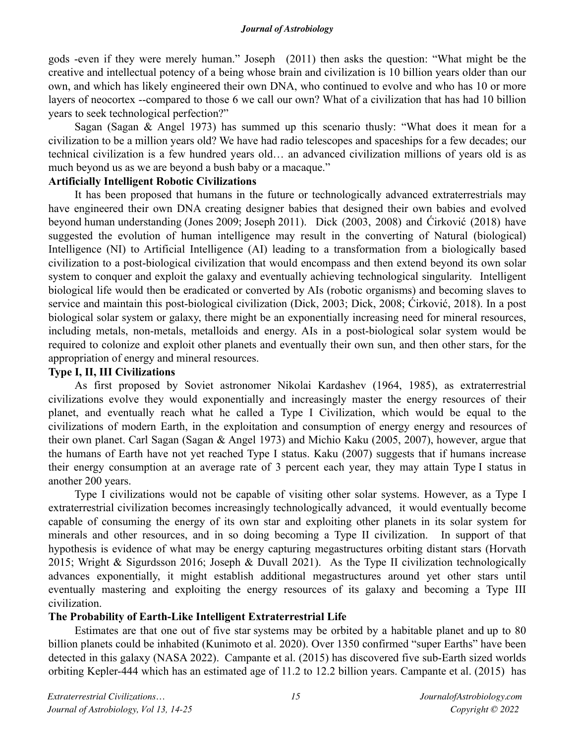gods -even if they were merely human." Joseph (2011) then asks the question: "What might be the creative and intellectual potency of a being whose brain and civilization is 10 billion years older than our own, and which has likely engineered their own DNA, who continued to evolve and who has 10 or more layers of neocortex --compared to those 6 we call our own? What of a civilization that has had 10 billion years to seek technological perfection?"

Sagan (Sagan & Angel 1973) has summed up this scenario thusly: "What does it mean for a civilization to be a million years old? We have had radio telescopes and spaceships for a few decades; our technical civilization is a few hundred years old… an advanced civilization millions of years old is as much beyond us as we are beyond a bush baby or a macaque."

**Artificially Intelligent Robotic Civilizations**

It has been proposed that humans in the future or technologically advanced extraterrestrials may have engineered their own DNA creating designer babies that designed their own babies and evolved beyond human understanding (Jones 2009; Joseph 2011). Dick (2003, 2008) and Ćirković (2018) have suggested the evolution of human intelligence may result in the converting of Natural (biological) Intelligence (NI) to Artificial Intelligence (AI) leading to a transformation from a biologically based civilization to a post-biological civilization that would encompass and then extend beyond its own solar system to conquer and exploit the galaxy and eventually achieving technological singularity. Intelligent biological life would then be eradicated or converted by AIs (robotic organisms) and becoming slaves to service and maintain this post-biological civilization (Dick, 2003; Dick, 2008; Ćirković, 2018). In a post biological solar system or galaxy, there might be an exponentially increasing need for mineral resources, including metals, non-metals, metalloids and energy. AIs in a post-biological solar system would be required to colonize and exploit other planets and eventually their own sun, and then other stars, for the appropriation of energy and mineral resources.

**Type I, II, III Civilizations**

As first proposed by Soviet astronomer Nikolai Kardashev (1964, 1985), as extraterrestrial civilizations evolve they would exponentially and increasingly master the energy resources of their planet, and eventually reach what he called a Type I Civilization, which would be equal to the civilizations of modern Earth, in the exploitation and consumption of energy energy and resources of their own planet. Carl Sagan (Sagan & Angel 1973) and Michio Kaku (2005, 2007), however, argue that the humans of Earth have not yet reached Type I status. Kaku (2007) suggests that if humans increase their energy consumption at an average rate of 3 percent each year, they may attain Type I status in another 200 years.

Type I civilizations would not be capable of visiting other solar systems. However, as a Type I extraterrestrial civilization becomes increasingly technologically advanced, it would eventually become capable of consuming the energy of its own star and exploiting other planets in its solar system for minerals and other resources, and in so doing becoming a Type II civilization. In support of that hypothesis is evidence of what may be energy capturing megastructures orbiting distant stars (Horvath 2015; Wright & Sigurdsson 2016; Joseph & Duvall 2021). As the Type II civilization technologically advances exponentially, it might establish additional megastructures around yet other stars until eventually mastering and exploiting the energy resources of its galaxy and becoming a Type III civilization.

**The Probability of Earth-Like Intelligent Extraterrestrial Life**

Estimates are that one out of five star systems may be orbited by a habitable planet and up to 80 billion planets could be inhabited (Kunimoto et al. 2020). Over 1350 confirmed "super Earths" have been detected in this galaxy (NASA 2022). Campante et al. (2015) has discovered five sub-Earth sized worlds orbiting Kepler-444 which has an estimated age of 11.2 to 12.2 billion years. Campante et al. (2015) has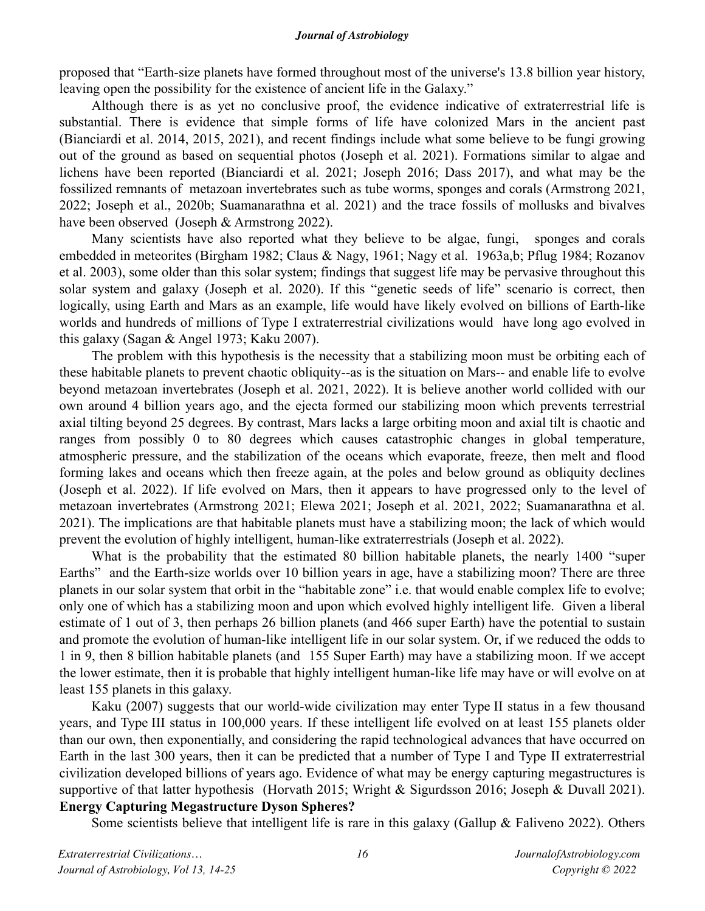proposed that "Earth-size planets have formed throughout most of the universe's 13.8 billion year history, leaving open the possibility for the existence of ancient life in the Galaxy."

Although there is as yet no conclusive proof, the evidence indicative of extraterrestrial life is substantial. There is evidence that simple forms of life have colonized Mars in the ancient past (Bianciardi et al. 2014, 2015, 2021), and recent findings include what some believe to be fungi growing out of the ground as based on sequential photos (Joseph et al. 2021). Formations similar to algae and lichens have been reported (Bianciardi et al. 2021; Joseph 2016; Dass 2017), and what may be the fossilized remnants of metazoan invertebrates such as tube worms, sponges and corals (Armstrong 2021, 2022; Joseph et al., 2020b; Suamanarathna et al. 2021) and the trace fossils of mollusks and bivalves have been observed (Joseph & Armstrong 2022).

Many scientists have also reported what they believe to be algae, fungi, sponges and corals embedded in meteorites (Birgham 1982; Claus & Nagy, 1961; Nagy et al. 1963a,b; Pflug 1984; Rozanov et al. 2003), some older than this solar system; findings that suggest life may be pervasive throughout this solar system and galaxy (Joseph et al. 2020). If this "genetic seeds of life" scenario is correct, then logically, using Earth and Mars as an example, life would have likely evolved on billions of Earth-like worlds and hundreds of millions of Type I extraterrestrial civilizations would have long ago evolved in this galaxy (Sagan & Angel 1973; Kaku 2007).

The problem with this hypothesis is the necessity that a stabilizing moon must be orbiting each of these habitable planets to prevent chaotic obliquity--as is the situation on Mars-- and enable life to evolve beyond metazoan invertebrates (Joseph et al. 2021, 2022). It is believe another world collided with our own around 4 billion years ago, and the ejecta formed our stabilizing moon which prevents terrestrial axial tilting beyond 25 degrees. By contrast, Mars lacks a large orbiting moon and axial tilt is chaotic and ranges from possibly 0 to 80 degrees which causes catastrophic changes in global temperature, atmospheric pressure, and the stabilization of the oceans which evaporate, freeze, then melt and flood forming lakes and oceans which then freeze again, at the poles and below ground as obliquity declines (Joseph et al. 2022). If life evolved on Mars, then it appears to have progressed only to the level of metazoan invertebrates (Armstrong 2021; Elewa 2021; Joseph et al. 2021, 2022; Suamanarathna et al. 2021). The implications are that habitable planets must have a stabilizing moon; the lack of which would prevent the evolution of highly intelligent, human-like extraterrestrials (Joseph et al. 2022).

What is the probability that the estimated 80 billion habitable planets, the nearly 1400 "super Earths" and the Earth-size worlds over 10 billion years in age, have a stabilizing moon? There are three planets in our solar system that orbit in the "habitable zone" i.e. that would enable complex life to evolve; only one of which has a stabilizing moon and upon which evolved highly intelligent life. Given a liberal estimate of 1 out of 3, then perhaps 26 billion planets (and 466 super Earth) have the potential to sustain and promote the evolution of human-like intelligent life in our solar system. Or, if we reduced the odds to 1 in 9, then 8 billion habitable planets (and 155 Super Earth) may have a stabilizing moon. If we accept the lower estimate, then it is probable that highly intelligent human-like life may have or will evolve on at least 155 planets in this galaxy.

Kaku (2007) suggests that our world-wide civilization may enter Type II status in a few thousand years, and Type III status in 100,000 years. If these intelligent life evolved on at least 155 planets older than our own, then exponentially, and considering the rapid technological advances that have occurred on Earth in the last 300 years, then it can be predicted that a number of Type I and Type II extraterrestrial civilization developed billions of years ago. Evidence of what may be energy capturing megastructures is supportive of that latter hypothesis (Horvath 2015; Wright & Sigurdsson 2016; Joseph & Duvall 2021).

## Energy Capturing Megastructure Dyson Spheres?

Some scientists believe that intelligent life is rare in this galaxy (Gallup & Faliveno 2022). Others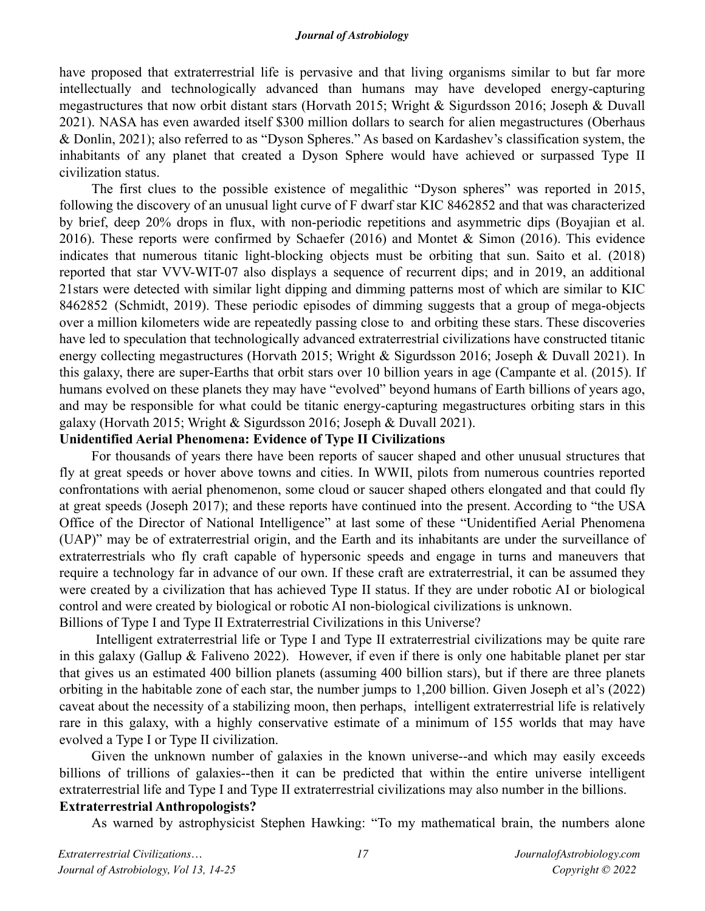have proposed that extraterrestrial life is pervasive and that living organisms similar to but far more intellectually and technologically advanced than humans may have developed energy-capturing megastructures that now orbit distant stars (Horvath 2015; Wright & Sigurdsson 2016; Joseph & Duvall 2021). NASA has even awarded itself $300 million dollars to search for alien megastructures (Oberhaus & Donlin, 2021); also referred to as "Dyson Spheres." As based on Kardashev's classification system, the inhabitants of any planet that created a Dyson Sphere would have achieved or surpassed Type II civilization status.

The first clues to the possible existence of megalithic "Dyson spheres" was reported in 2015, following the discovery of an unusual light curve of F dwarf star KIC 8462852 and that was characterized by brief, deep 20% drops in flux, with non-periodic repetitions and asymmetric dips (Boyajian et al. 2016). These reports were confirmed by Schaefer (2016) and Montet & Simon (2016). This evidence indicates that numerous titanic light-blocking objects must be orbiting that sun. Saito et al. (2018) reported that star VVV-WIT-07 also displays a sequence of recurrent dips; and in 2019, an additional 21stars were detected with similar light dipping and dimming patterns most of which are similar to KIC 8462852 (Schmidt, 2019). These periodic episodes of dimming suggests that a group of mega-objects over a million kilometers wide are repeatedly passing close to and orbiting these stars. These discoveries have led to speculation that technologically advanced extraterrestrial civilizations have constructed titanic energy collecting megastructures (Horvath 2015; Wright & Sigurdsson 2016; Joseph & Duvall 2021). In this galaxy, there are super-Earths that orbit stars over 10 billion years in age (Campante et al. (2015). If humans evolved on these planets they may have "evolved" beyond humans of Earth billions of years ago, and may be responsible for what could be titanic energy-capturing megastructures orbiting stars in this galaxy (Horvath 2015; Wright & Sigurdsson 2016; Joseph & Duvall 2021).

**Unidentified Aerial Phenomena: Evidence of Type II Civilizations**

For thousands of years there have been reports of saucer shaped and other unusual structures that fly at great speeds or hover above towns and cities. In WWII, pilots from numerous countries reported confrontations with aerial phenomenon, some cloud or saucer shaped others elongated and that could fly at great speeds (Joseph 2017); and these reports have continued into the present. According to "the USA Office of the Director of National Intelligence" at last some of these "Unidentified Aerial Phenomena (UAP)" may be of extraterrestrial origin, and the Earth and its inhabitants are under the surveillance of extraterrestrials who fly craft capable of hypersonic speeds and engage in turns and maneuvers that require a technology far in advance of our own. If these craft are extraterrestrial, it can be assumed they were created by a civilization that has achieved Type II status. If they are under robotic AI or biological control and were created by biological or robotic AI non-biological civilizations is unknown.

Billions of Type I and Type II Extraterrestrial Civilizations in this Universe?

Intelligent extraterrestrial life or Type I and Type II extraterrestrial civilizations may be quite rare in this galaxy (Gallup & Faliveno 2022). However, if even if there is only one habitable planet per star that gives us an estimated 400 billion planets (assuming 400 billion stars), but if there are three planets orbiting in the habitable zone of each star, the number jumps to 1,200 billion. Given Joseph et al's (2022) caveat about the necessity of a stabilizing moon, then perhaps, intelligent extraterrestrial life is relatively rare in this galaxy, with a highly conservative estimate of a minimum of 155 worlds that may have evolved a Type I or Type II civilization.

Given the unknown number of galaxies in the known universe--and which may easily exceeds billions of trillions of galaxies--then it can be predicted that within the entire universe intelligent extraterrestrial life and Type I and Type II extraterrestrial civilizations may also number in the billions.

**Extraterrestrial Anthropologists?**

As warned by astrophysicist Stephen Hawking: "To my mathematical brain, the numbers alone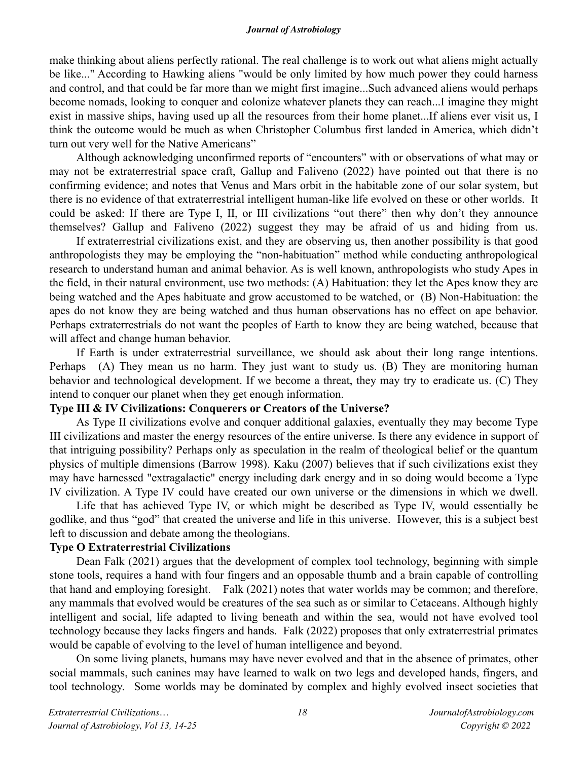make thinking about aliens perfectly rational. The real challenge is to work out what aliens might actually be like..." According to Hawking aliens "would be only limited by how much power they could harness and control, and that could be far more than we might first imagine...Such advanced aliens would perhaps become nomads, looking to conquer and colonize whatever planets they can reach...I imagine they might exist in massive ships, having used up all the resources from their home planet...If aliens ever visit us, I think the outcome would be much as when Christopher Columbus first landed in America, which didn't turn out very well for the Native Americans"

Although acknowledging unconfirmed reports of "encounters" with or observations of what may or may not be extraterrestrial space craft, Gallup and Faliveno (2022) have pointed out that there is no confirming evidence; and notes that Venus and Mars orbit in the habitable zone of our solar system, but there is no evidence of that extraterrestrial intelligent human-like life evolved on these or other worlds. It could be asked: If there are Type I, II, or III civilizations "out there" then why don't they announce themselves? Gallup and Faliveno (2022) suggest they may be afraid of us and hiding from us.

If extraterrestrial civilizations exist, and they are observing us, then another possibility is that good anthropologists they may be employing the "non-habituation" method while conducting anthropological research to understand human and animal behavior. As is well known, anthropologists who study Apes in the field, in their natural environment, use two methods: (A) Habituation: they let the Apes know they are being watched and the Apes habituate and grow accustomed to be watched, or (B) Non-Habituation: the apes do not know they are being watched and thus human observations has no effect on ape behavior. Perhaps extraterrestrials do not want the peoples of Earth to know they are being watched, because that will affect and change human behavior.

If Earth is under extraterrestrial surveillance, we should ask about their long range intentions. Perhaps (A) They mean us no harm. They just want to study us. (B) They are monitoring human behavior and technological development. If we become a threat, they may try to eradicate us. (C) They intend to conquer our planet when they get enough information.

**Type III & IV Civilizations: Conquerers or Creators of the Universe?**

As Type II civilizations evolve and conquer additional galaxies, eventually they may become Type III civilizations and master the energy resources of the entire universe. Is there any evidence in support of that intriguing possibility? Perhaps only as speculation in the realm of theological belief or the quantum physics of multiple dimensions (Barrow 1998). Kaku (2007) believes that if such civilizations exist they may have harnessed "extragalactic" energy including dark energy and in so doing would become a Type IV civilization. A Type IV could have created our own universe or the dimensions in which we dwell.

Life that has achieved Type IV, or which might be described as Type IV, would essentially be godlike, and thus "god" that created the universe and life in this universe. However, this is a subject best left to discussion and debate among the theologians.

**Type O Extraterrestrial Civilizations**

Dean Falk (2021) argues that the development of complex tool technology, beginning with simple stone tools, requires a hand with four fingers and an opposable thumb and a brain capable of controlling that hand and employing foresight. Falk (2021) notes that water worlds may be common; and therefore, any mammals that evolved would be creatures of the sea such as or similar to Cetaceans. Although highly intelligent and social, life adapted to living beneath and within the sea, would not have evolved tool technology because they lacks fingers and hands. Falk (2022) proposes that only extraterrestrial primates would be capable of evolving to the level of human intelligence and beyond.

On some living planets, humans may have never evolved and that in the absence of primates, other social mammals, such canines may have learned to walk on two legs and developed hands, fingers, and tool technology. Some worlds may be dominated by complex and highly evolved insect societies that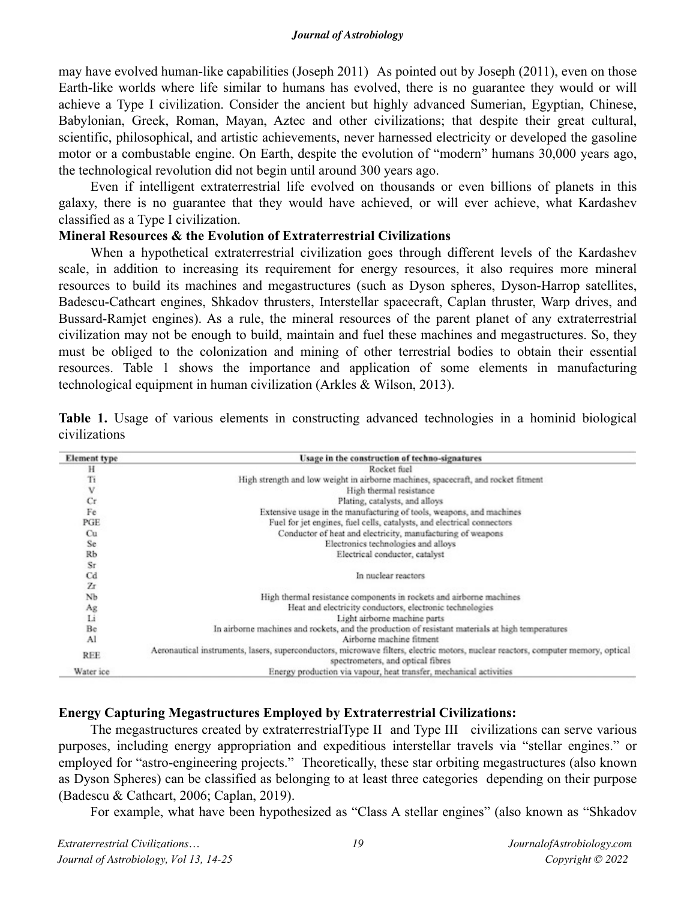may have evolved human-like capabilities (Joseph 2011) As pointed out by Joseph (2011), even on those Earth-like worlds where life similar to humans has evolved, there is no guarantee they would or will achieve a Type I civilization. Consider the ancient but highly advanced Sumerian, Egyptian, Chinese, Babylonian, Greek, Roman, Mayan, Aztec and other civilizations; that despite their great cultural, scientific, philosophical, and artistic achievements, never harnessed electricity or developed the gasoline motor or a combustable engine. On Earth, despite the evolution of "modern" humans 30,000 years ago, the technological revolution did not begin until around 300 years ago.

Even if intelligent extraterrestrial life evolved on thousands or even billions of planets in this galaxy, there is no guarantee that they would have achieved, or will ever achieve, what Kardashev classified as a Type I civilization.

**Mineral Resources & the Evolution of Extraterrestrial Civilizations**

When a hypothetical extraterrestrial civilization goes through different levels of the Kardashev scale, in addition to increasing its requirement for energy resources, it also requires more mineral resources to build its machines and megastructures (such as Dyson spheres, Dyson-Harrop satellites, Badescu-Cathcart engines, Shkadov thrusters, Interstellar spacecraft, Caplan thruster, Warp drives, and Bussard-Ramjet engines). As a rule, the mineral resources of the parent planet of any extraterrestrial civilization may not be enough to build, maintain and fuel these machines and megastructures. So, they must be obliged to the colonization and mining of other terrestrial bodies to obtain their essential resources. Table 1 shows the importance and application of some elements in manufacturing technological equipment in human civilization (Arkles & Wilson, 2013).

**Table 1.** Usage of various elements in constructing advanced technologies in a hominid biological civilizations

| Element type | Usage in the construction of techno-signatures |
|---|---|
| H | Rocket fuel |
| Ti | High strength and low weight in airborne machines, spacecraft, and rocket fitment |
| V | High thermal resistance |
| Cr | Plating, catalysts, and alloys |
| Fe | Extensive usage in the manufacturing of tools, weapons, and machines |
| PGE | Fuel for jet engines, fuel cells, catalysts, and electrical connectors |
| Cu | Conductor of heat and electricity, manufacturing of weapons |
| Se | Electronics technologies and alloys |
| Rb | Electrical conductor, catalyst |
| Sr | |
| Cd | In nuclear reactors |
| Zr | |
| Nb | High thermal resistance components in rockets and airborne machines |
| Ag | Heat and electricity conductors, electronic technologies |
| Li | Light airborne machine parts |
| Be | In airborne machines and rockets, and the production of resistant materials at high temperatures |
| Al | Airborne machine fitment |
| REE | Aeronautical instruments, lasers, superconductors, microwave filters, electric motors, nuclear reactors, computer memory, optical spectrometers, and optical fibres |
| Water ice | Energy production via vapour, heat transfer, mechanical activities |

**Energy Capturing Megastructures Employed by Extraterrestrial Civilizations:**

The megastructures created by extraterrestrialType II and Type III civilizations can serve various purposes, including energy appropriation and expeditious interstellar travels via "stellar engines." or employed for "astro-engineering projects." Theoretically, these star orbiting megastructures (also known as Dyson Spheres) can be classified as belonging to at least three categories depending on their purpose (Badescu & Cathcart, 2006; Caplan, 2019).

For example, what have been hypothesized as "Class A stellar engines" (also known as "Shkadov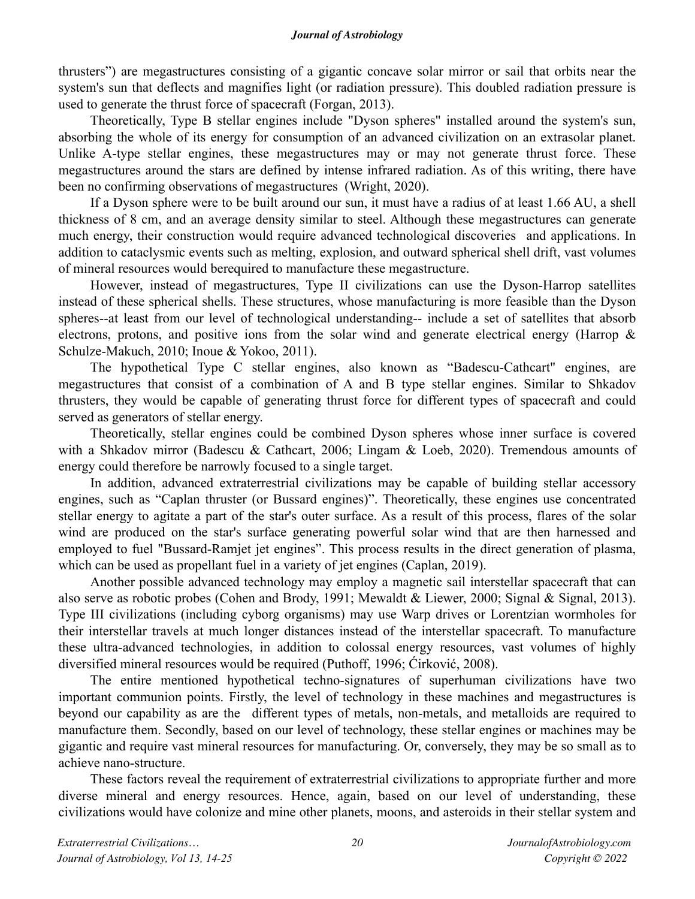thrusters") are megastructures consisting of a gigantic concave solar mirror or sail that orbits near the system's sun that deflects and magnifies light (or radiation pressure). This doubled radiation pressure is used to generate the thrust force of spacecraft (Forgan, 2013).

Theoretically, Type B stellar engines include "Dyson spheres" installed around the system's sun, absorbing the whole of its energy for consumption of an advanced civilization on an extrasolar planet. Unlike A-type stellar engines, these megastructures may or may not generate thrust force. These megastructures around the stars are defined by intense infrared radiation. As of this writing, there have been no confirming observations of megastructures (Wright, 2020).

If a Dyson sphere were to be built around our sun, it must have a radius of at least 1.66 AU, a shell thickness of 8 cm, and an average density similar to steel. Although these megastructures can generate much energy, their construction would require advanced technological discoveries and applications. In addition to cataclysmic events such as melting, explosion, and outward spherical shell drift, vast volumes of mineral resources would berequired to manufacture these megastructure.

However, instead of megastructures, Type II civilizations can use the Dyson-Harrop satellites instead of these spherical shells. These structures, whose manufacturing is more feasible than the Dyson spheres--at least from our level of technological understanding-- include a set of satellites that absorb electrons, protons, and positive ions from the solar wind and generate electrical energy (Harrop & Schulze-Makuch, 2010; Inoue & Yokoo, 2011).

The hypothetical Type C stellar engines, also known as "Badescu-Cathcart" engines, are megastructures that consist of a combination of A and B type stellar engines. Similar to Shkadov thrusters, they would be capable of generating thrust force for different types of spacecraft and could served as generators of stellar energy.

Theoretically, stellar engines could be combined Dyson spheres whose inner surface is covered with a Shkadov mirror (Badescu & Cathcart, 2006; Lingam & Loeb, 2020). Tremendous amounts of energy could therefore be narrowly focused to a single target.

In addition, advanced extraterrestrial civilizations may be capable of building stellar accessory engines, such as "Caplan thruster (or Bussard engines)". Theoretically, these engines use concentrated stellar energy to agitate a part of the star's outer surface. As a result of this process, flares of the solar wind are produced on the star's surface generating powerful solar wind that are then harnessed and employed to fuel "Bussard-Ramjet jet engines". This process results in the direct generation of plasma, which can be used as propellant fuel in a variety of jet engines (Caplan, 2019).

Another possible advanced technology may employ a magnetic sail interstellar spacecraft that can also serve as robotic probes (Cohen and Brody, 1991; Mewaldt & Liewer, 2000; Signal & Signal, 2013). Type III civilizations (including cyborg organisms) may use Warp drives or Lorentzian wormholes for their interstellar travels at much longer distances instead of the interstellar spacecraft. To manufacture these ultra-advanced technologies, in addition to colossal energy resources, vast volumes of highly diversified mineral resources would be required (Puthoff, 1996; Ćirković, 2008).

The entire mentioned hypothetical techno-signatures of superhuman civilizations have two important communion points. Firstly, the level of technology in these machines and megastructures is beyond our capability as are the different types of metals, non-metals, and metalloids are required to manufacture them. Secondly, based on our level of technology, these stellar engines or machines may be gigantic and require vast mineral resources for manufacturing. Or, conversely, they may be so small as to achieve nano-structure.

These factors reveal the requirement of extraterrestrial civilizations to appropriate further and more diverse mineral and energy resources. Hence, again, based on our level of understanding, these civilizations would have colonize and mine other planets, moons, and asteroids in their stellar system and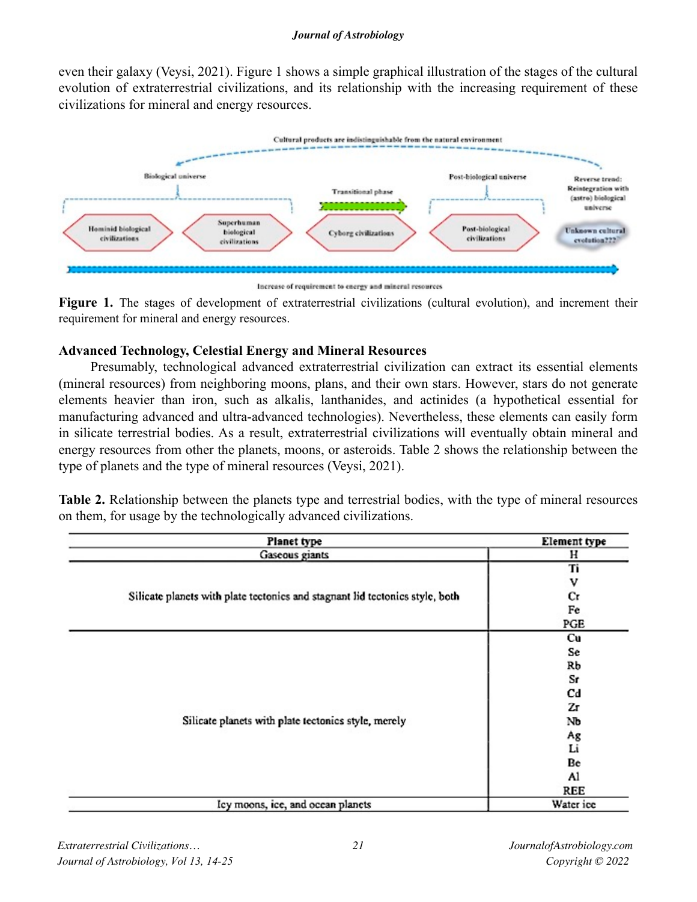even their galaxy (Veysi, 2021). Figure 1 shows a simple graphical illustration of the stages of the cultural evolution of extraterrestrial civilizations, and its relationship with the increasing requirement of these civilizations for mineral and energy resources.

**Figure 1.** The stages of development of extraterrestrial civilizations (cultural evolution), and increment their requirement for mineral and energy resources.

## Advanced Technology, Celestial Energy and Mineral Resources

Presumably, technological advanced extraterrestrial civilization can extract its essential elements (mineral resources) from neighboring moons, plans, and their own stars. However, stars do not generate elements heavier than iron, such as alkalis, lanthanides, and actinides (a hypothetical essential for manufacturing advanced and ultra-advanced technologies). Nevertheless, these elements can easily form in silicate terrestrial bodies. As a result, extraterrestrial civilizations will eventually obtain mineral and energy resources from other the planets, moons, or asteroids. Table 2 shows the relationship between the type of planets and the type of mineral resources (Veysi, 2021).

**Table 2.** Relationship between the planets type and terrestrial bodies, with the type of mineral resources on them, for usage by the technologically advanced civilizations.

| Planet type | Element type |
|---|---|
| Gaseous giants | H |
| Silicate planets with plate tectonics and stagnant lid tectonics style, both | Ti |
| | V |
| | Cr |
| | Fe |
| | PGE |
| Silicate planets with plate tectonics style, merely | Cu |
| | Se |
| | Rb |
| | Sr |
| | Cd |
| | Zr |
| | Nb |
| | Ag |
| | Li |
| | Be |
| | Al |
| | REE |
| Icy moons, ice, and ocean planets | Water ice |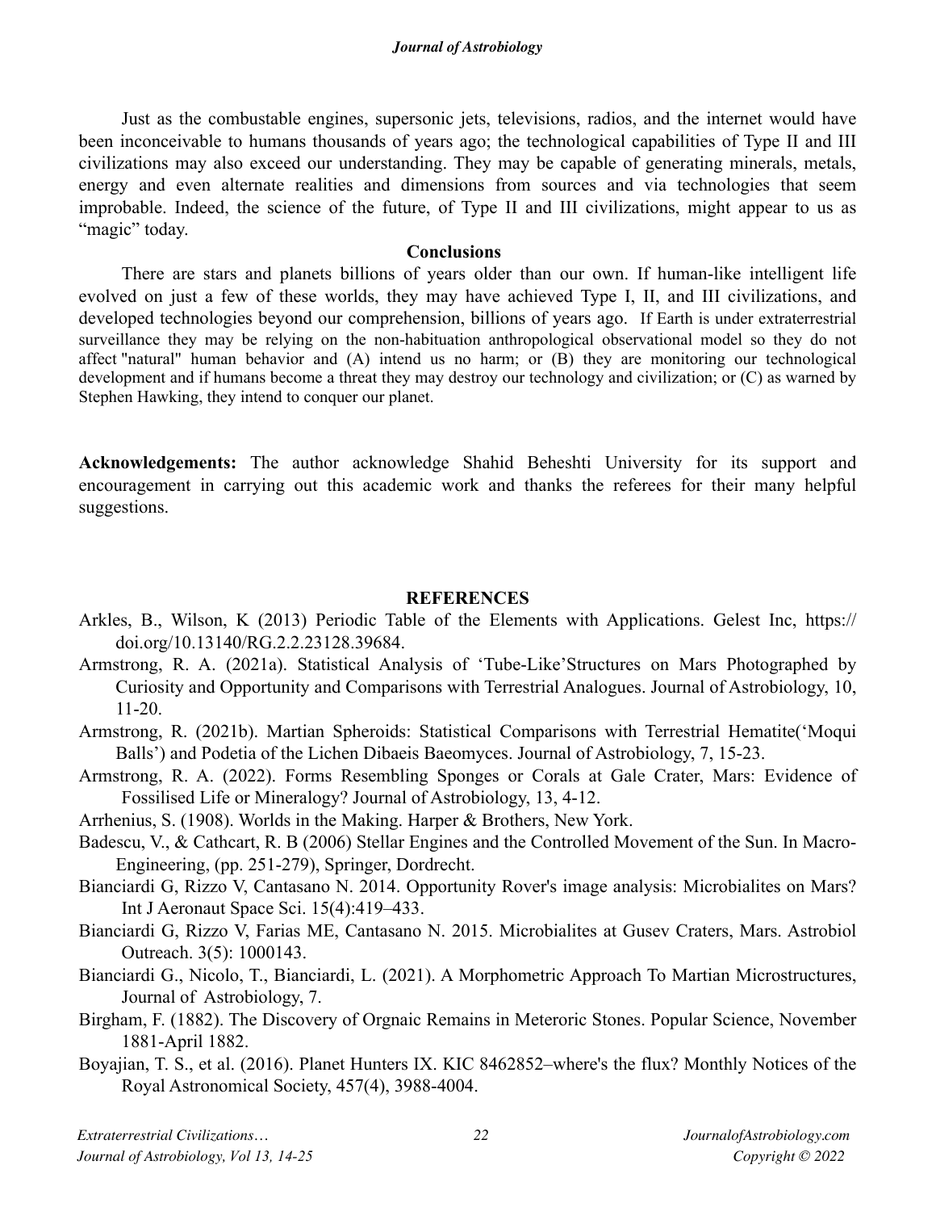Just as the combustable engines, supersonic jets, televisions, radios, and the internet would have been inconceivable to humans thousands of years ago; the technological capabilities of Type II and III civilizations may also exceed our understanding. They may be capable of generating minerals, metals, energy and even alternate realities and dimensions from sources and via technologies that seem improbable. Indeed, the science of the future, of Type II and III civilizations, might appear to us as "magic" today.

## Conclusions

There are stars and planets billions of years older than our own. If human-like intelligent life evolved on just a few of these worlds, they may have achieved Type I, II, and III civilizations, and developed technologies beyond our comprehension, billions of years ago. If Earth is under extraterrestrial surveillance they may be relying on the non-habituation anthropological observational model so they do not affect "natural" human behavior and (A) intend us no harm; or (B) they are monitoring our technological development and if humans become a threat they may destroy our technology and civilization; or (C) as warned by Stephen Hawking, they intend to conquer our planet.

**Acknowledgements:** The author acknowledge Shahid Beheshti University for its support and encouragement in carrying out this academic work and thanks the referees for their many helpful suggestions.

## REFERENCES

Arkles, B., Wilson, K (2013) Periodic Table of the Elements with Applications. Gelest Inc, https://doi.org/10.13140/RG.2.2.23128.39684.

Armstrong, R. A. (2021a). Statistical Analysis of 'Tube-Like'Structures on Mars Photographed by Curiosity and Opportunity and Comparisons with Terrestrial Analogues. Journal of Astrobiology, 10, 11-20.

Armstrong, R. (2021b). Martian Spheroids: Statistical Comparisons with Terrestrial Hematite('Moqui Balls') and Podetia of the Lichen Dibaeis Baeomyces. Journal of Astrobiology, 7, 15-23.

Armstrong, R. A. (2022). Forms Resembling Sponges or Corals at Gale Crater, Mars: Evidence of Fossilised Life or Mineralogy? Journal of Astrobiology, 13, 4-12.

Arrhenius, S. (1908). Worlds in the Making. Harper & Brothers, New York.

Badescu, V., & Cathcart, R. B (2006) Stellar Engines and the Controlled Movement of the Sun. In Macro-Engineering, (pp. 251-279), Springer, Dordrecht.

Bianciardi G, Rizzo V, Cantasano N. 2014. Opportunity Rover's image analysis: Microbialites on Mars? Int J Aeronaut Space Sci. 15(4):419–433.

Bianciardi G, Rizzo V, Farias ME, Cantasano N. 2015. Microbialites at Gusev Craters, Mars. Astrobiol Outreach. 3(5): 1000143.

Bianciardi G., Nicolo, T., Bianciardi, L. (2021). A Morphometric Approach To Martian Microstructures, Journal of Astrobiology, 7.

Birgham, F. (1882). The Discovery of Orgnaic Remains in Meteroric Stones. Popular Science, November 1881-April 1882.

Boyajian, T. S., et al. (2016). Planet Hunters IX. KIC 8462852–where's the flux? Monthly Notices of the Royal Astronomical Society, 457(4), 3988-4004.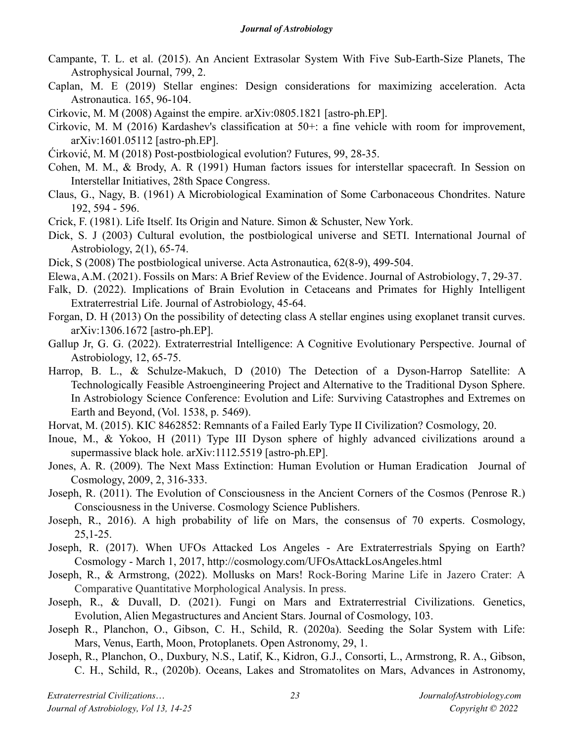Campante, T. L. et al. (2015). An Ancient Extrasolar System With Five Sub-Earth-Size Planets, The Astrophysical Journal, 799, 2.

Caplan, M. E (2019) Stellar engines: Design considerations for maximizing acceleration. Acta Astronautica. 165, 96-104.

Cirkovic, M. M (2008) Against the empire. arXiv:0805.1821 [astro-ph.EP].

Cirkovic, M. M (2016) Kardashev's classification at 50+: a fine vehicle with room for improvement, arXiv:1601.05112 [astro-ph.EP].

Ćirković, M. M (2018) Post-postbiological evolution? Futures, 99, 28-35.

Cohen, M. M., & Brody, A. R (1991) Human factors issues for interstellar spacecraft. In Session on Interstellar Initiatives, 28th Space Congress.

Claus, G., Nagy, B. (1961) A Microbiological Examination of Some Carbonaceous Chondrites. Nature 192, 594 - 596.

Crick, F. (1981). Life Itself. Its Origin and Nature. Simon & Schuster, New York.

Dick, S. J (2003) Cultural evolution, the postbiological universe and SETI. International Journal of Astrobiology, 2(1), 65-74.

Dick, S (2008) The postbiological universe. Acta Astronautica, 62(8-9), 499-504.

Elewa, A.M. (2021). Fossils on Mars: A Brief Review of the Evidence. Journal of Astrobiology, 7, 29-37.

Falk, D. (2022). Implications of Brain Evolution in Cetaceans and Primates for Highly Intelligent Extraterrestrial Life. Journal of Astrobiology, 45-64.

Forgan, D. H (2013) On the possibility of detecting class A stellar engines using exoplanet transit curves. arXiv:1306.1672 [astro-ph.EP].

Gallup Jr, G. G. (2022). Extraterrestrial Intelligence: A Cognitive Evolutionary Perspective. Journal of Astrobiology, 12, 65-75.

Harrop, B. L., & Schulze-Makuch, D (2010) The Detection of a Dyson-Harrop Satellite: A Technologically Feasible Astroengineering Project and Alternative to the Traditional Dyson Sphere. In Astrobiology Science Conference: Evolution and Life: Surviving Catastrophes and Extremes on Earth and Beyond, (Vol. 1538, p. 5469).

Horvat, M. (2015). KIC 8462852: Remnants of a Failed Early Type II Civilization? Cosmology, 20.

Inoue, M., & Yokoo, H (2011) Type III Dyson sphere of highly advanced civilizations around a supermassive black hole. arXiv:1112.5519 [astro-ph.EP].

Jones, A. R. (2009). The Next Mass Extinction: Human Evolution or Human Eradication Journal of Cosmology, 2009, 2, 316-333.

Joseph, R. (2011). The Evolution of Consciousness in the Ancient Corners of the Cosmos (Penrose R.) Consciousness in the Universe. Cosmology Science Publishers.

Joseph, R., 2016). A high probability of life on Mars, the consensus of 70 experts. Cosmology, 25,1-25.

Joseph, R. (2017). When UFOs Attacked Los Angeles - Are Extraterrestrials Spying on Earth? Cosmology - March 1, 2017, http://cosmology.com/UFOsAttackLosAngeles.html

Joseph, R., & Armstrong, (2022). Mollusks on Mars! Rock-Boring Marine Life in Jazero Crater: A Comparative Quantitative Morphological Analysis. In press.

Joseph, R., & Duvall, D. (2021). Fungi on Mars and Extraterrestrial Civilizations. Genetics, Evolution, Alien Megastructures and Ancient Stars. Journal of Cosmology, 103.

Joseph R., Planchon, O., Gibson, C. H., Schild, R. (2020a). Seeding the Solar System with Life: Mars, Venus, Earth, Moon, Protoplanets. Open Astronomy, 29, 1.

Joseph, R., Planchon, O., Duxbury, N.S., Latif, K., Kidron, G.J., Consorti, L., Armstrong, R. A., Gibson, C. H., Schild, R., (2020b). Oceans, Lakes and Stromatolites on Mars, Advances in Astronomy,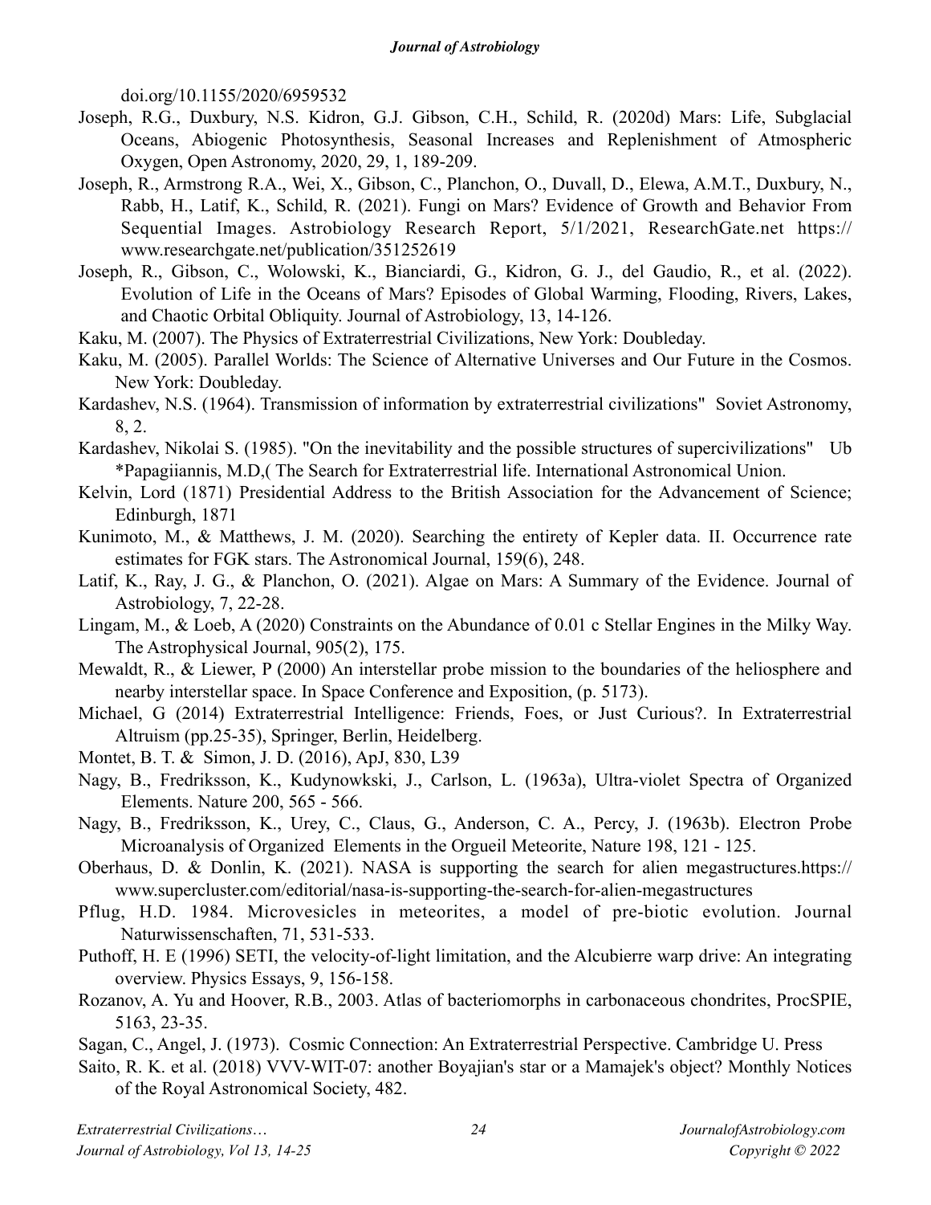doi.org/10.1155/2020/6959532

Joseph, R.G., Duxbury, N.S. Kidron, G.J. Gibson, C.H., Schild, R. (2020d) Mars: Life, Subglacial Oceans, Abiogenic Photosynthesis, Seasonal Increases and Replenishment of Atmospheric Oxygen, Open Astronomy, 2020, 29, 1, 189-209.

Joseph, R., Armstrong R.A., Wei, X., Gibson, C., Planchon, O., Duvall, D., Elewa, A.M.T., Duxbury, N., Rabb, H., Latif, K., Schild, R. (2021). Fungi on Mars? Evidence of Growth and Behavior From Sequential Images. Astrobiology Research Report, 5/1/2021, ResearchGate.net https://www.researchgate.net/publication/351252619

Joseph, R., Gibson, C., Wolowski, K., Bianciardi, G., Kidron, G. J., del Gaudio, R., et al. (2022). Evolution of Life in the Oceans of Mars? Episodes of Global Warming, Flooding, Rivers, Lakes, and Chaotic Orbital Obliquity. Journal of Astrobiology, 13, 14-126.

Kaku, M. (2007). The Physics of Extraterrestrial Civilizations, New York: Doubleday.

Kaku, M. (2005). Parallel Worlds: The Science of Alternative Universes and Our Future in the Cosmos. New York: Doubleday.

Kardashev, N.S. (1964). Transmission of information by extraterrestrial civilizations" Soviet Astronomy, 8, 2.

Kardashev, Nikolai S. (1985). "On the inevitability and the possible structures of supercivilizations" Ub *Papagiiannis, M.D,( The Search for Extraterrestrial life. International Astronomical Union.

Kelvin, Lord (1871) Presidential Address to the British Association for the Advancement of Science; Edinburgh, 1871

Kunimoto, M., & Matthews, J. M. (2020). Searching the entirety of Kepler data. II. Occurrence rate estimates for FGK stars. The Astronomical Journal, 159(6), 248.

Latif, K., Ray, J. G., & Planchon, O. (2021). Algae on Mars: A Summary of the Evidence. Journal of Astrobiology, 7, 22-28.

Lingam, M., & Loeb, A (2020) Constraints on the Abundance of 0.01 c Stellar Engines in the Milky Way. The Astrophysical Journal, 905(2), 175.

Mewaldt, R., & Liewer, P (2000) An interstellar probe mission to the boundaries of the heliosphere and nearby interstellar space. In Space Conference and Exposition, (p. 5173).

Michael, G (2014) Extraterrestrial Intelligence: Friends, Foes, or Just Curious?. In Extraterrestrial Altruism (pp.25-35), Springer, Berlin, Heidelberg.

Montet, B. T. & Simon, J. D. (2016), ApJ, 830, L39

Nagy, B., Fredriksson, K., Kudynowkski, J., Carlson, L. (1963a), Ultra-violet Spectra of Organized Elements. Nature 200, 565 - 566.

Nagy, B., Fredriksson, K., Urey, C., Claus, G., Anderson, C. A., Percy, J. (1963b). Electron Probe Microanalysis of Organized Elements in the Orgueil Meteorite, Nature 198, 121 - 125.

Oberhaus, D. & Donlin, K. (2021). NASA is supporting the search for alien megastructures.https://www.supercluster.com/editorial/nasa-is-supporting-the-search-for-alien-megastructures

Pflug, H.D. 1984. Microvesicles in meteorites, a model of pre-biotic evolution. Journal Naturwissenschaften, 71, 531-533.

Puthoff, H. E (1996) SETI, the velocity-of-light limitation, and the Alcubierre warp drive: An integrating overview. Physics Essays, 9, 156-158.

Rozanov, A. Yu and Hoover, R.B., 2003. Atlas of bacteriomorphs in carbonaceous chondrites, ProcSPIE, 5163, 23-35.

Sagan, C., Angel, J. (1973). Cosmic Connection: An Extraterrestrial Perspective. Cambridge U. Press

Saito, R. K. et al. (2018) VVV-WIT-07: another Boyajian's star or a Mamajek's object? Monthly Notices of the Royal Astronomical Society, 482.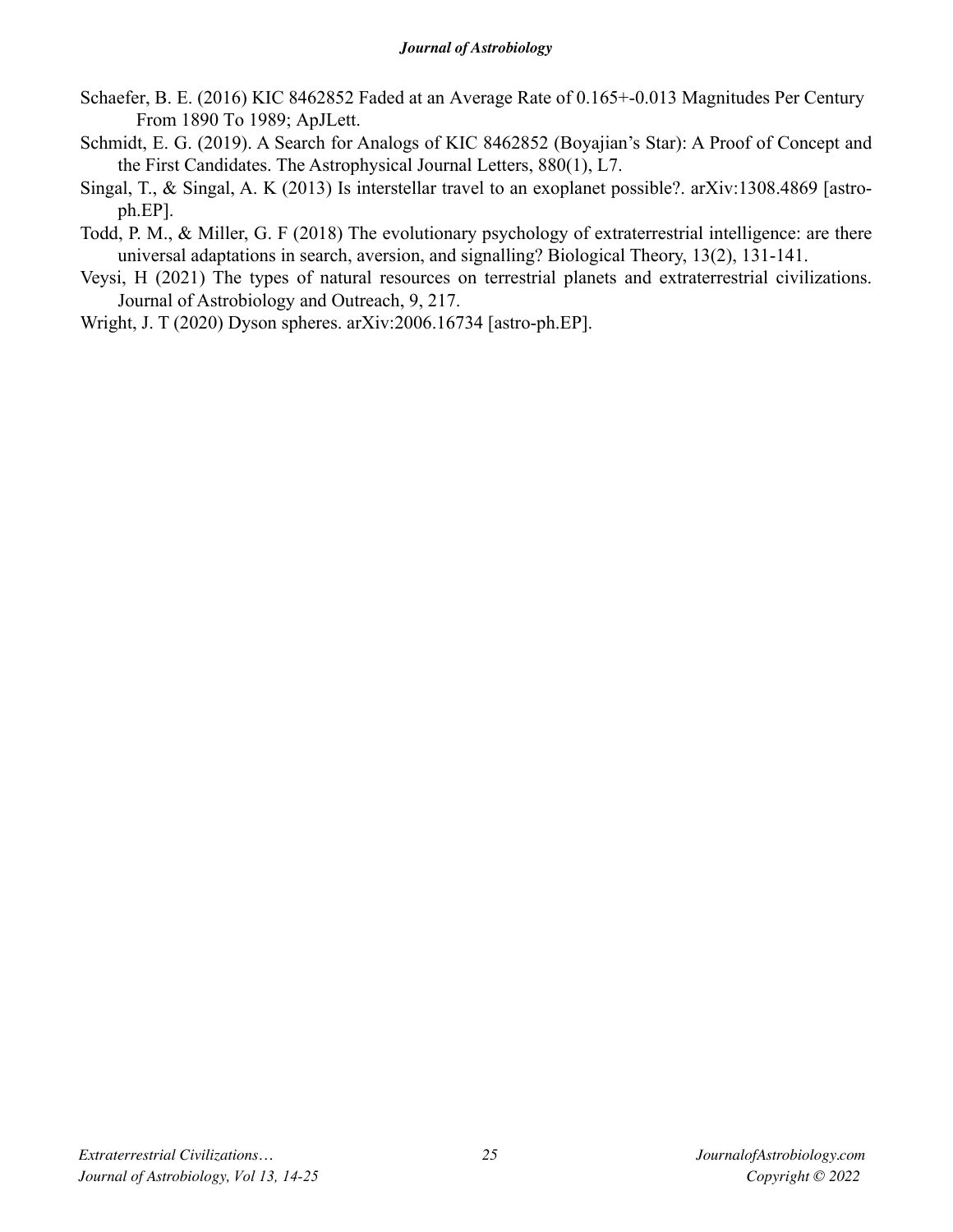Schaefer, B. E. (2016) KIC 8462852 Faded at an Average Rate of 0.165+-0.013 Magnitudes Per Century From 1890 To 1989; ApJLett.

Schmidt, E. G. (2019). A Search for Analogs of KIC 8462852 (Boyajian's Star): A Proof of Concept and the First Candidates. The Astrophysical Journal Letters, 880(1), L7.

Singal, T., & Singal, A. K (2013) Is interstellar travel to an exoplanet possible?. arXiv:1308.4869 [astro-ph.EP].

Todd, P. M., & Miller, G. F (2018) The evolutionary psychology of extraterrestrial intelligence: are there universal adaptations in search, aversion, and signalling? Biological Theory, 13(2), 131-141.

Veysi, H (2021) The types of natural resources on terrestrial planets and extraterrestrial civilizations. Journal of Astrobiology and Outreach, 9, 217.

Wright, J. T (2020) Dyson spheres. arXiv:2006.16734 [astro-ph.EP].